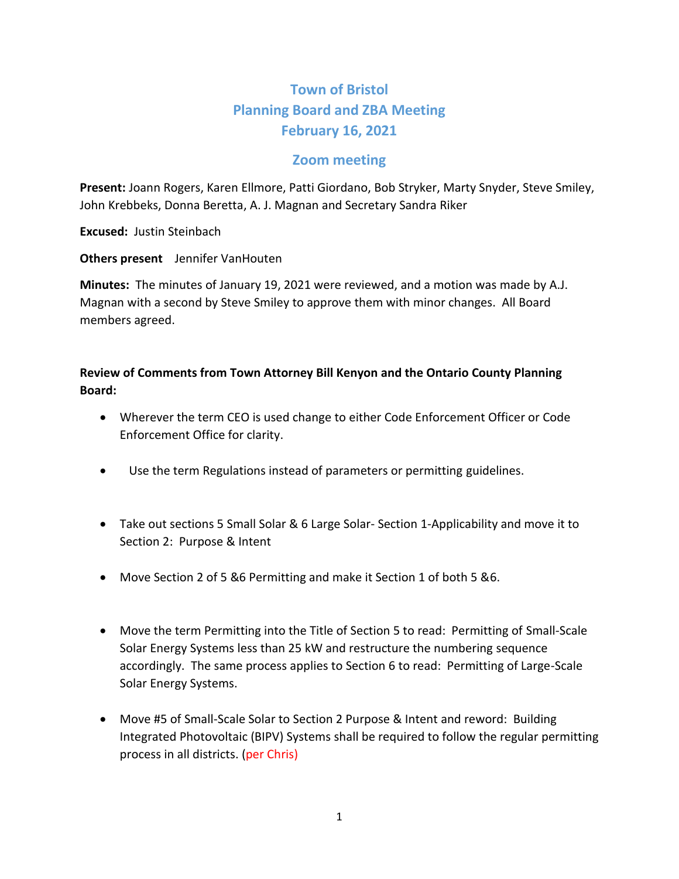# Town of Bristol
# Planning Board and ZBA Meeting
# February 16, 2021

## Zoom meeting

**Present:** Joann Rogers, Karen Ellmore, Patti Giordano, Bob Stryker, Marty Snyder, Steve Smiley, John Krebbeks, Donna Beretta, A. J. Magnan and Secretary Sandra Riker

**Excused:** Justin Steinbach

**Others present** Jennifer VanHouten

**Minutes:** The minutes of January 19, 2021 were reviewed, and a motion was made by A.J. Magnan with a second by Steve Smiley to approve them with minor changes. All Board members agreed.

**Review of Comments from Town Attorney Bill Kenyon and the Ontario County Planning Board:**

- Wherever the term CEO is used change to either Code Enforcement Officer or Code Enforcement Office for clarity.
- Use the term Regulations instead of parameters or permitting guidelines.
- Take out sections 5 Small Solar & 6 Large Solar- Section 1-Applicability and move it to Section 2: Purpose & Intent
- Move Section 2 of 5 &6 Permitting and make it Section 1 of both 5 &6.
- Move the term Permitting into the Title of Section 5 to read: Permitting of Small-Scale Solar Energy Systems less than 25 kW and restructure the numbering sequence accordingly. The same process applies to Section 6 to read: Permitting of Large-Scale Solar Energy Systems.
- Move #5 of Small-Scale Solar to Section 2 Purpose & Intent and reword: Building Integrated Photovoltaic (BIPV) Systems shall be required to follow the regular permitting process in all districts. (per Chris)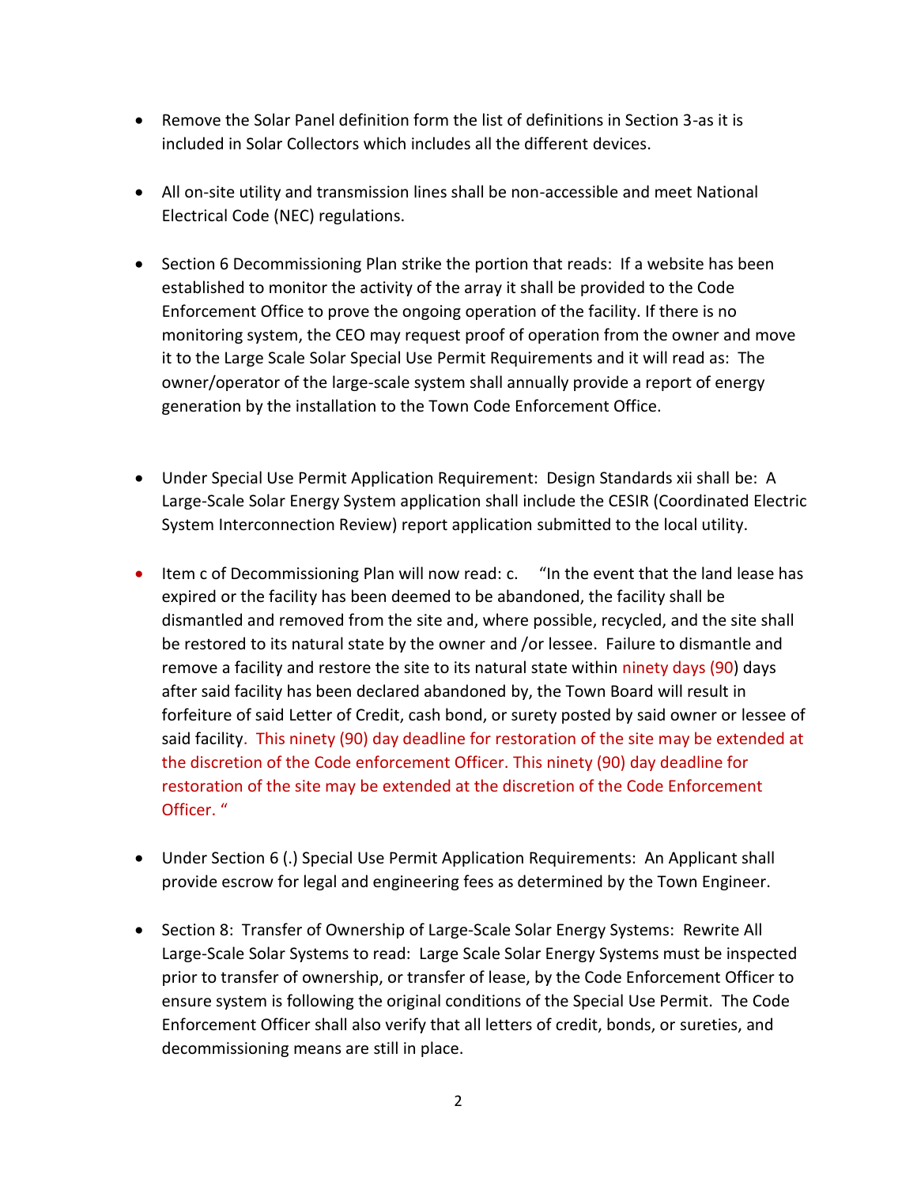- Remove the Solar Panel definition form the list of definitions in Section 3-as it is included in Solar Collectors which includes all the different devices.

- All on-site utility and transmission lines shall be non-accessible and meet National Electrical Code (NEC) regulations.

- Section 6 Decommissioning Plan strike the portion that reads: If a website has been established to monitor the activity of the array it shall be provided to the Code Enforcement Office to prove the ongoing operation of the facility. If there is no monitoring system, the CEO may request proof of operation from the owner and move it to the Large Scale Solar Special Use Permit Requirements and it will read as: The owner/operator of the large-scale system shall annually provide a report of energy generation by the installation to the Town Code Enforcement Office.

- Under Special Use Permit Application Requirement: Design Standards xii shall be: A Large-Scale Solar Energy System application shall include the CESIR (Coordinated Electric System Interconnection Review) report application submitted to the local utility.

- Item c of Decommissioning Plan will now read: c. "In the event that the land lease has expired or the facility has been deemed to be abandoned, the facility shall be dismantled and removed from the site and, where possible, recycled, and the site shall be restored to its natural state by the owner and /or lessee. Failure to dismantle and remove a facility and restore the site to its natural state within ninety days (90) days after said facility has been declared abandoned by, the Town Board will result in forfeiture of said Letter of Credit, cash bond, or surety posted by said owner or lessee of said facility. This ninety (90) day deadline for restoration of the site may be extended at the discretion of the Code enforcement Officer. This ninety (90) day deadline for restoration of the site may be extended at the discretion of the Code Enforcement Officer. "

- Under Section 6 (.) Special Use Permit Application Requirements: An Applicant shall provide escrow for legal and engineering fees as determined by the Town Engineer.

- Section 8: Transfer of Ownership of Large-Scale Solar Energy Systems: Rewrite All Large-Scale Solar Systems to read: Large Scale Solar Energy Systems must be inspected prior to transfer of ownership, or transfer of lease, by the Code Enforcement Officer to ensure system is following the original conditions of the Special Use Permit. The Code Enforcement Officer shall also verify that all letters of credit, bonds, or sureties, and decommissioning means are still in place.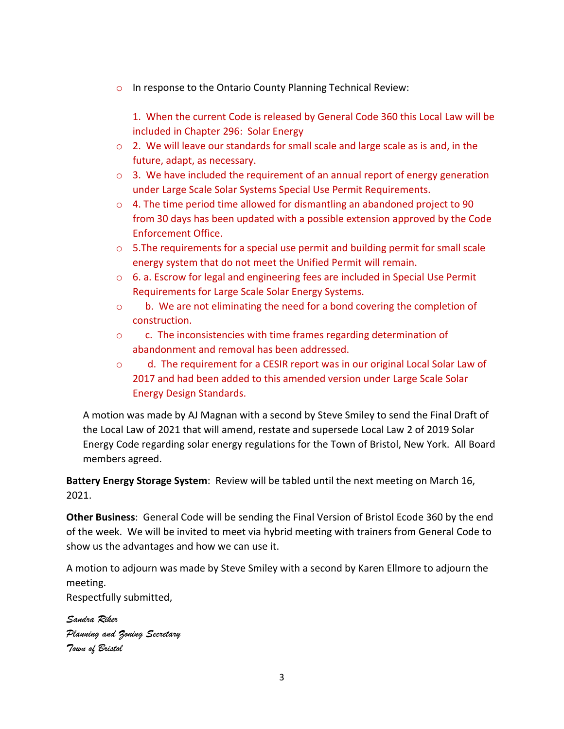- In response to the Ontario County Planning Technical Review:

  1. When the current Code is released by General Code 360 this Local Law will be included in Chapter 296: Solar Energy
- 2. We will leave our standards for small scale and large scale as is and, in the future, adapt, as necessary.
- 3. We have included the requirement of an annual report of energy generation under Large Scale Solar Systems Special Use Permit Requirements.
- 4. The time period time allowed for dismantling an abandoned project to 90 from 30 days has been updated with a possible extension approved by the Code Enforcement Office.
- 5.The requirements for a special use permit and building permit for small scale energy system that do not meet the Unified Permit will remain.
- 6. a. Escrow for legal and engineering fees are included in Special Use Permit Requirements for Large Scale Solar Energy Systems.
- b. We are not eliminating the need for a bond covering the completion of construction.
- c. The inconsistencies with time frames regarding determination of abandonment and removal has been addressed.
- d. The requirement for a CESIR report was in our original Local Solar Law of 2017 and had been added to this amended version under Large Scale Solar Energy Design Standards.

A motion was made by AJ Magnan with a second by Steve Smiley to send the Final Draft of the Local Law of 2021 that will amend, restate and supersede Local Law 2 of 2019 Solar Energy Code regarding solar energy regulations for the Town of Bristol, New York. All Board members agreed.

**Battery Energy Storage System**: Review will be tabled until the next meeting on March 16, 2021.

**Other Business**: General Code will be sending the Final Version of Bristol Ecode 360 by the end of the week. We will be invited to meet via hybrid meeting with trainers from General Code to show us the advantages and how we can use it.

A motion to adjourn was made by Steve Smiley with a second by Karen Ellmore to adjourn the meeting.

Respectfully submitted,

*Sandra Riker*
*Planning and Zoning Secretary*
*Town of Bristol*